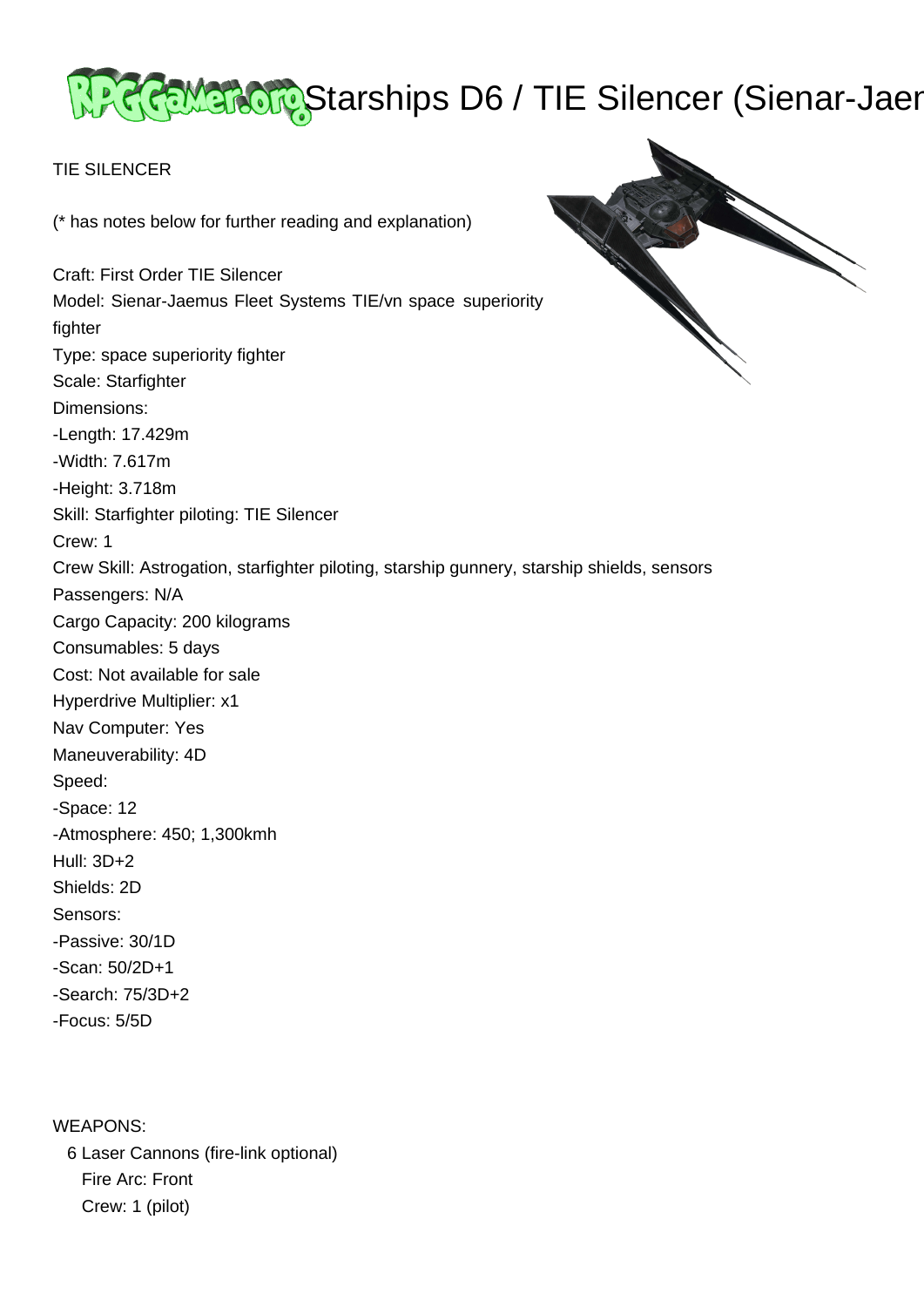# Starships D6 / TIE Silencer (Sienar-Jaer

TIE SILENCER

(* has notes below for further reading and explanation)

Craft: First Order TIE Silencer
Model: Sienar-Jaemus Fleet Systems TIE/vn space superiority fighter
Type: space superiority fighter
Scale: Starfighter
Dimensions:
-Length: 17.429m
-Width: 7.617m
-Height: 3.718m
Skill: Starfighter piloting: TIE Silencer
Crew: 1
Crew Skill: Astrogation, starfighter piloting, starship gunnery, starship shields, sensors
Passengers: N/A
Cargo Capacity: 200 kilograms
Consumables: 5 days
Cost: Not available for sale
Hyperdrive Multiplier: x1
Nav Computer: Yes
Maneuverability: 4D
Speed:
-Space: 12
-Atmosphere: 450; 1,300kmh
Hull: 3D+2
Shields: 2D
Sensors:
-Passive: 30/1D
-Scan: 50/2D+1
-Search: 75/3D+2
-Focus: 5/5D

WEAPONS:
6 Laser Cannons (fire-link optional)
Fire Arc: Front
Crew: 1 (pilot)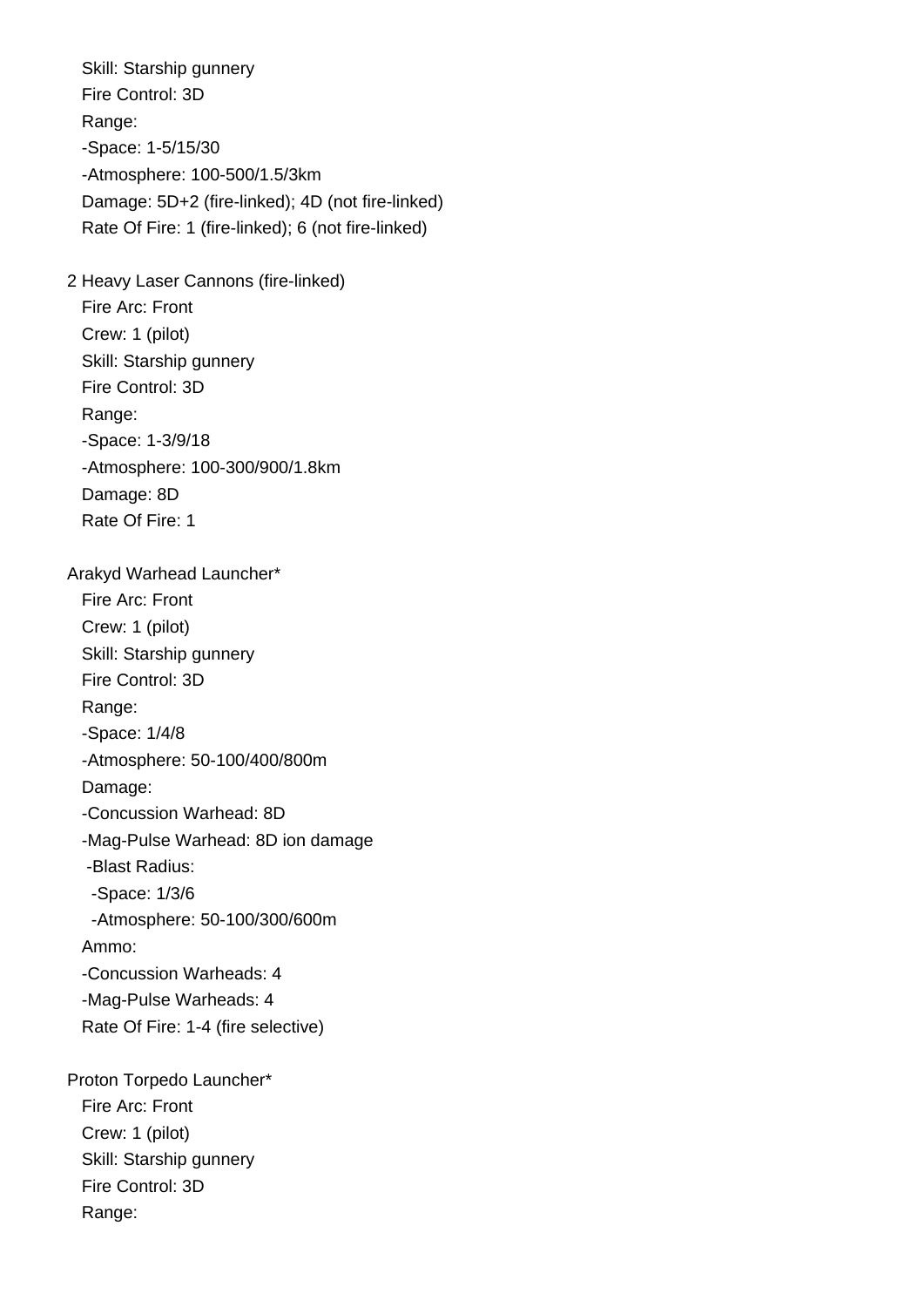Skill: Starship gunnery
Fire Control: 3D
Range:
-Space: 1-5/15/30
-Atmosphere: 100-500/1.5/3km
Damage: 5D+2 (fire-linked); 4D (not fire-linked)
Rate Of Fire: 1 (fire-linked); 6 (not fire-linked)

2 Heavy Laser Cannons (fire-linked)
Fire Arc: Front
Crew: 1 (pilot)
Skill: Starship gunnery
Fire Control: 3D
Range:
-Space: 1-3/9/18
-Atmosphere: 100-300/900/1.8km
Damage: 8D
Rate Of Fire: 1

Arakyd Warhead Launcher*
Fire Arc: Front
Crew: 1 (pilot)
Skill: Starship gunnery
Fire Control: 3D
Range:
-Space: 1/4/8
-Atmosphere: 50-100/400/800m
Damage:
-Concussion Warhead: 8D
-Mag-Pulse Warhead: 8D ion damage
-Blast Radius:
-Space: 1/3/6
-Atmosphere: 50-100/300/600m
Ammo:
-Concussion Warheads: 4
-Mag-Pulse Warheads: 4
Rate Of Fire: 1-4 (fire selective)

Proton Torpedo Launcher*
Fire Arc: Front
Crew: 1 (pilot)
Skill: Starship gunnery
Fire Control: 3D
Range: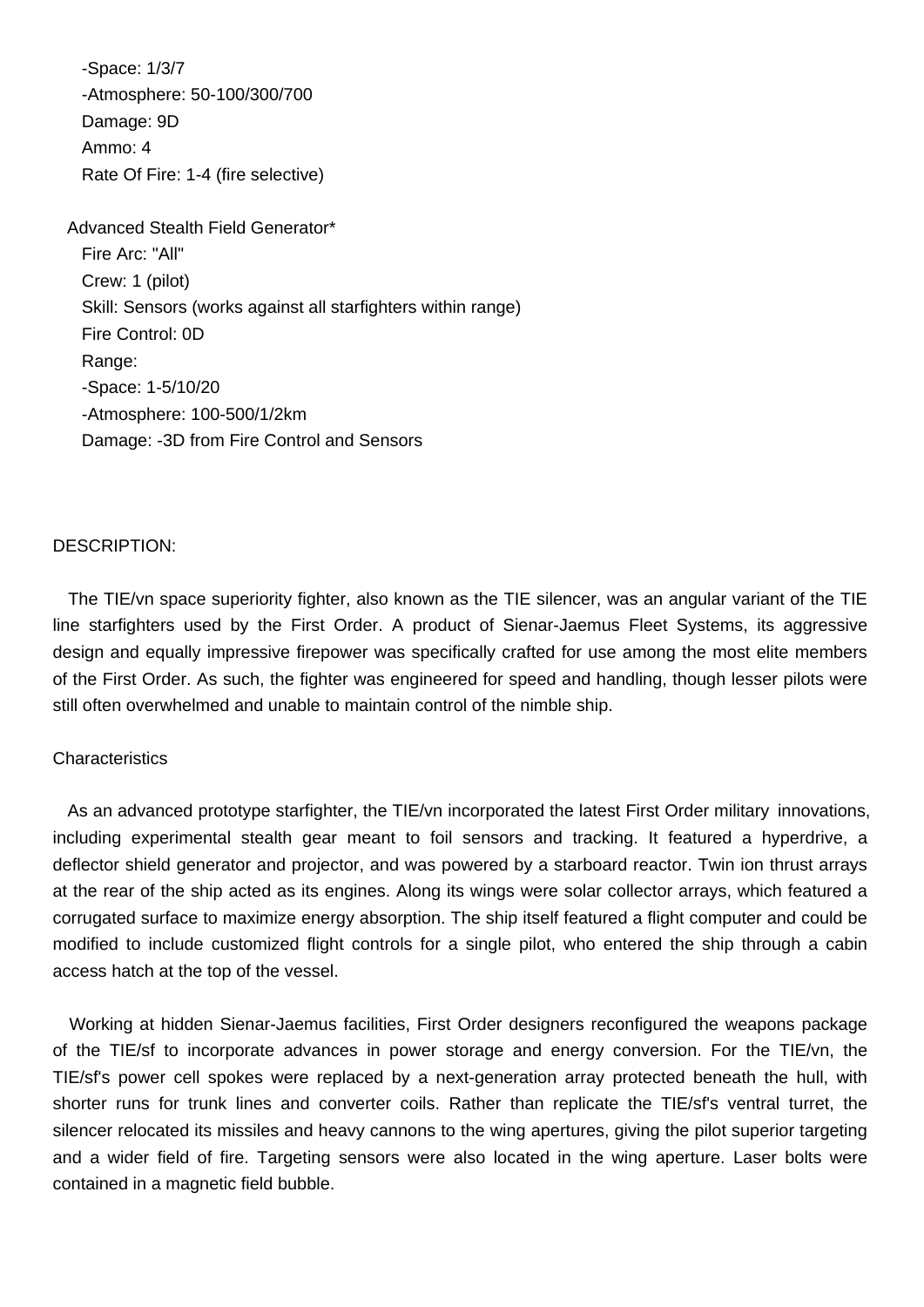-Space: 1/3/7
-Atmosphere: 50-100/300/700
Damage: 9D
Ammo: 4
Rate Of Fire: 1-4 (fire selective)

Advanced Stealth Field Generator*
Fire Arc: "All"
Crew: 1 (pilot)
Skill: Sensors (works against all starfighters within range)
Fire Control: 0D
Range:
-Space: 1-5/10/20
-Atmosphere: 100-500/1/2km
Damage: -3D from Fire Control and Sensors

DESCRIPTION:

The TIE/vn space superiority fighter, also known as the TIE silencer, was an angular variant of the TIE line starfighters used by the First Order. A product of Sienar-Jaemus Fleet Systems, its aggressive design and equally impressive firepower was specifically crafted for use among the most elite members of the First Order. As such, the fighter was engineered for speed and handling, though lesser pilots were still often overwhelmed and unable to maintain control of the nimble ship.

Characteristics

As an advanced prototype starfighter, the TIE/vn incorporated the latest First Order military innovations, including experimental stealth gear meant to foil sensors and tracking. It featured a hyperdrive, a deflector shield generator and projector, and was powered by a starboard reactor. Twin ion thrust arrays at the rear of the ship acted as its engines. Along its wings were solar collector arrays, which featured a corrugated surface to maximize energy absorption. The ship itself featured a flight computer and could be modified to include customized flight controls for a single pilot, who entered the ship through a cabin access hatch at the top of the vessel.

Working at hidden Sienar-Jaemus facilities, First Order designers reconfigured the weapons package of the TIE/sf to incorporate advances in power storage and energy conversion. For the TIE/vn, the TIE/sf's power cell spokes were replaced by a next-generation array protected beneath the hull, with shorter runs for trunk lines and converter coils. Rather than replicate the TIE/sf's ventral turret, the silencer relocated its missiles and heavy cannons to the wing apertures, giving the pilot superior targeting and a wider field of fire. Targeting sensors were also located in the wing aperture. Laser bolts were contained in a magnetic field bubble.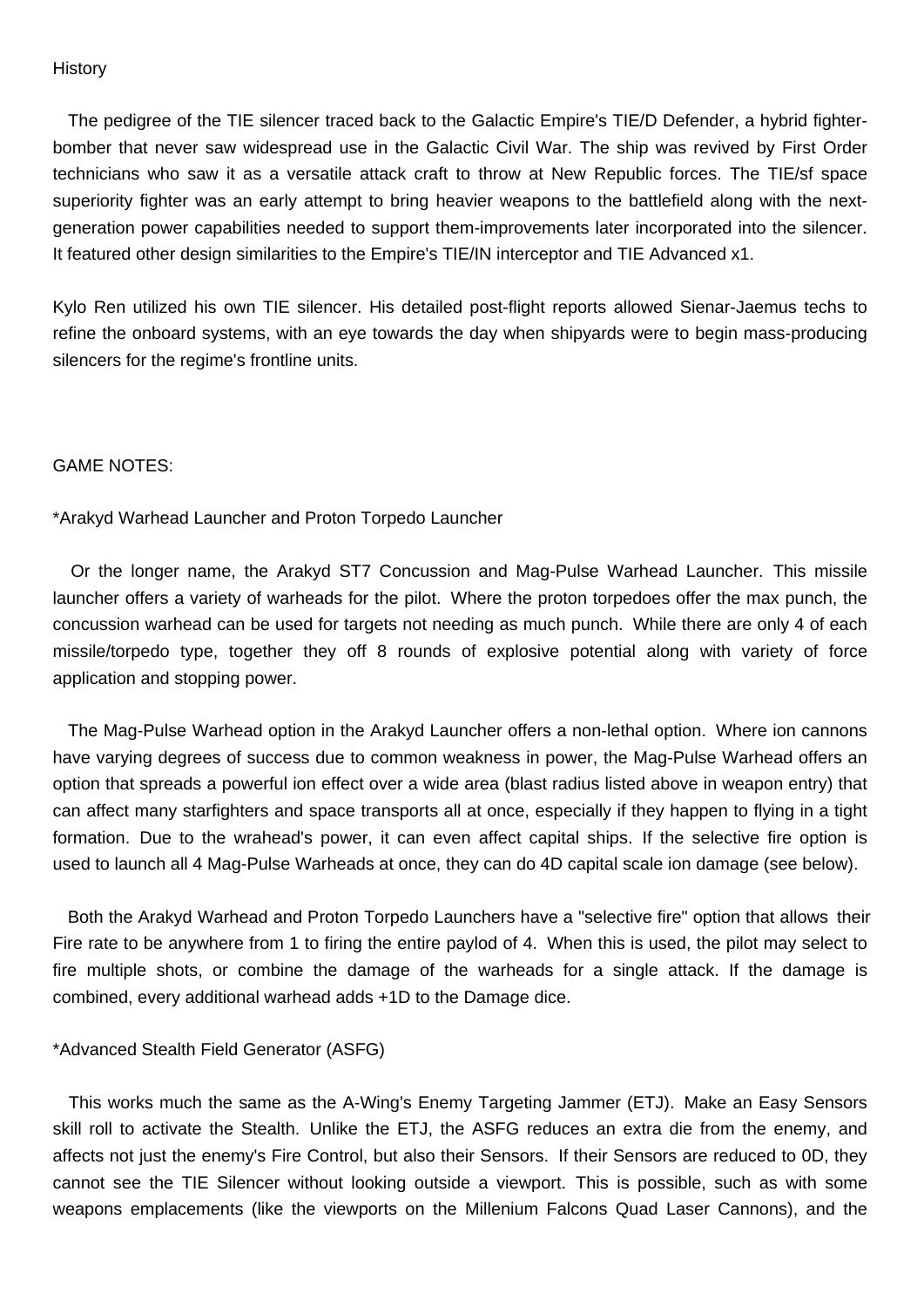History

The pedigree of the TIE silencer traced back to the Galactic Empire's TIE/D Defender, a hybrid fighter-bomber that never saw widespread use in the Galactic Civil War. The ship was revived by First Order technicians who saw it as a versatile attack craft to throw at New Republic forces. The TIE/sf space superiority fighter was an early attempt to bring heavier weapons to the battlefield along with the next-generation power capabilities needed to support them-improvements later incorporated into the silencer. It featured other design similarities to the Empire's TIE/IN interceptor and TIE Advanced x1.

Kylo Ren utilized his own TIE silencer. His detailed post-flight reports allowed Sienar-Jaemus techs to refine the onboard systems, with an eye towards the day when shipyards were to begin mass-producing silencers for the regime's frontline units.

GAME NOTES:

*Arakyd Warhead Launcher and Proton Torpedo Launcher

Or the longer name, the Arakyd ST7 Concussion and Mag-Pulse Warhead Launcher. This missile launcher offers a variety of warheads for the pilot. Where the proton torpedoes offer the max punch, the concussion warhead can be used for targets not needing as much punch. While there are only 4 of each missile/torpedo type, together they off 8 rounds of explosive potential along with variety of force application and stopping power.

The Mag-Pulse Warhead option in the Arakyd Launcher offers a non-lethal option. Where ion cannons have varying degrees of success due to common weakness in power, the Mag-Pulse Warhead offers an option that spreads a powerful ion effect over a wide area (blast radius listed above in weapon entry) that can affect many starfighters and space transports all at once, especially if they happen to flying in a tight formation. Due to the wrahead's power, it can even affect capital ships. If the selective fire option is used to launch all 4 Mag-Pulse Warheads at once, they can do 4D capital scale ion damage (see below).

Both the Arakyd Warhead and Proton Torpedo Launchers have a "selective fire" option that allows their Fire rate to be anywhere from 1 to firing the entire paylod of 4. When this is used, the pilot may select to fire multiple shots, or combine the damage of the warheads for a single attack. If the damage is combined, every additional warhead adds +1D to the Damage dice.

*Advanced Stealth Field Generator (ASFG)

This works much the same as the A-Wing's Enemy Targeting Jammer (ETJ). Make an Easy Sensors skill roll to activate the Stealth. Unlike the ETJ, the ASFG reduces an extra die from the enemy, and affects not just the enemy's Fire Control, but also their Sensors. If their Sensors are reduced to 0D, they cannot see the TIE Silencer without looking outside a viewport. This is possible, such as with some weapons emplacements (like the viewports on the Millenium Falcons Quad Laser Cannons), and the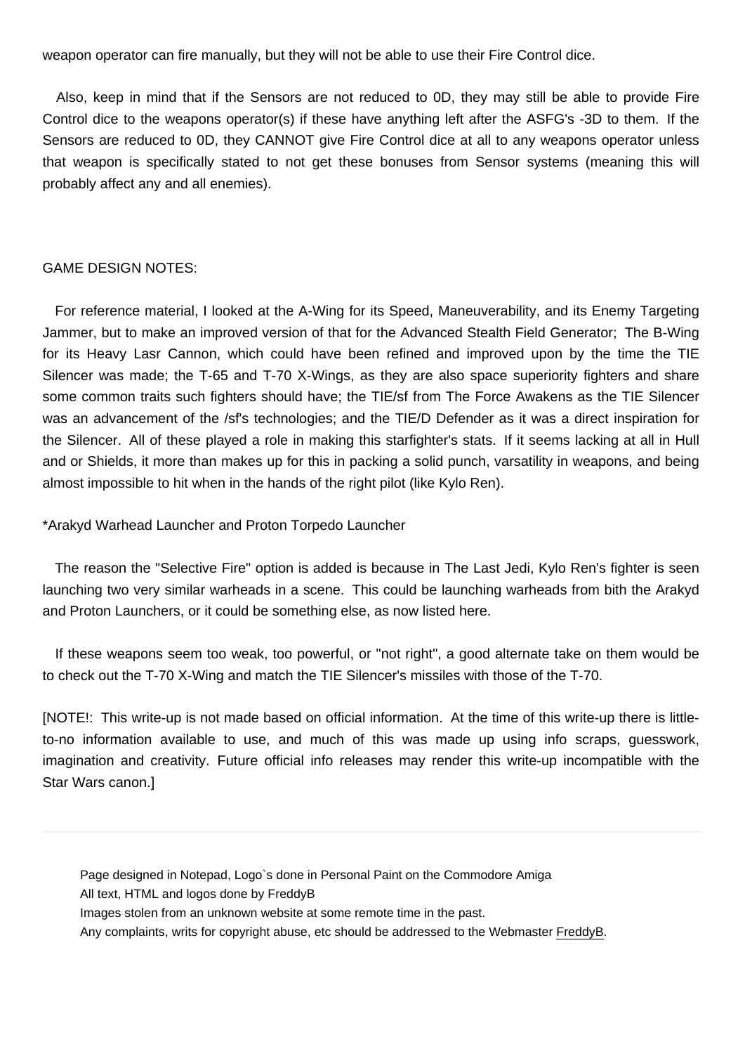weapon operator can fire manually, but they will not be able to use their Fire Control dice.

Also, keep in mind that if the Sensors are not reduced to 0D, they may still be able to provide Fire Control dice to the weapons operator(s) if these have anything left after the ASFG's -3D to them. If the Sensors are reduced to 0D, they CANNOT give Fire Control dice at all to any weapons operator unless that weapon is specifically stated to not get these bonuses from Sensor systems (meaning this will probably affect any and all enemies).

GAME DESIGN NOTES:

For reference material, I looked at the A-Wing for its Speed, Maneuverability, and its Enemy Targeting Jammer, but to make an improved version of that for the Advanced Stealth Field Generator; The B-Wing for its Heavy Lasr Cannon, which could have been refined and improved upon by the time the TIE Silencer was made; the T-65 and T-70 X-Wings, as they are also space superiority fighters and share some common traits such fighters should have; the TIE/sf from The Force Awakens as the TIE Silencer was an advancement of the /sf's technologies; and the TIE/D Defender as it was a direct inspiration for the Silencer. All of these played a role in making this starfighter's stats. If it seems lacking at all in Hull and or Shields, it more than makes up for this in packing a solid punch, varsatility in weapons, and being almost impossible to hit when in the hands of the right pilot (like Kylo Ren).

*Arakyd Warhead Launcher and Proton Torpedo Launcher

The reason the "Selective Fire" option is added is because in The Last Jedi, Kylo Ren's fighter is seen launching two very similar warheads in a scene. This could be launching warheads from bith the Arakyd and Proton Launchers, or it could be something else, as now listed here.

If these weapons seem too weak, too powerful, or "not right", a good alternate take on them would be to check out the T-70 X-Wing and match the TIE Silencer's missiles with those of the T-70.

[NOTE!: This write-up is not made based on official information. At the time of this write-up there is little-to-no information available to use, and much of this was made up using info scraps, guesswork, imagination and creativity. Future official info releases may render this write-up incompatible with the Star Wars canon.]

---

Page designed in Notepad, Logo`s done in Personal Paint on the Commodore Amiga
All text, HTML and logos done by FreddyB
Images stolen from an unknown website at some remote time in the past.
Any complaints, writs for copyright abuse, etc should be addressed to the Webmaster FreddyB.